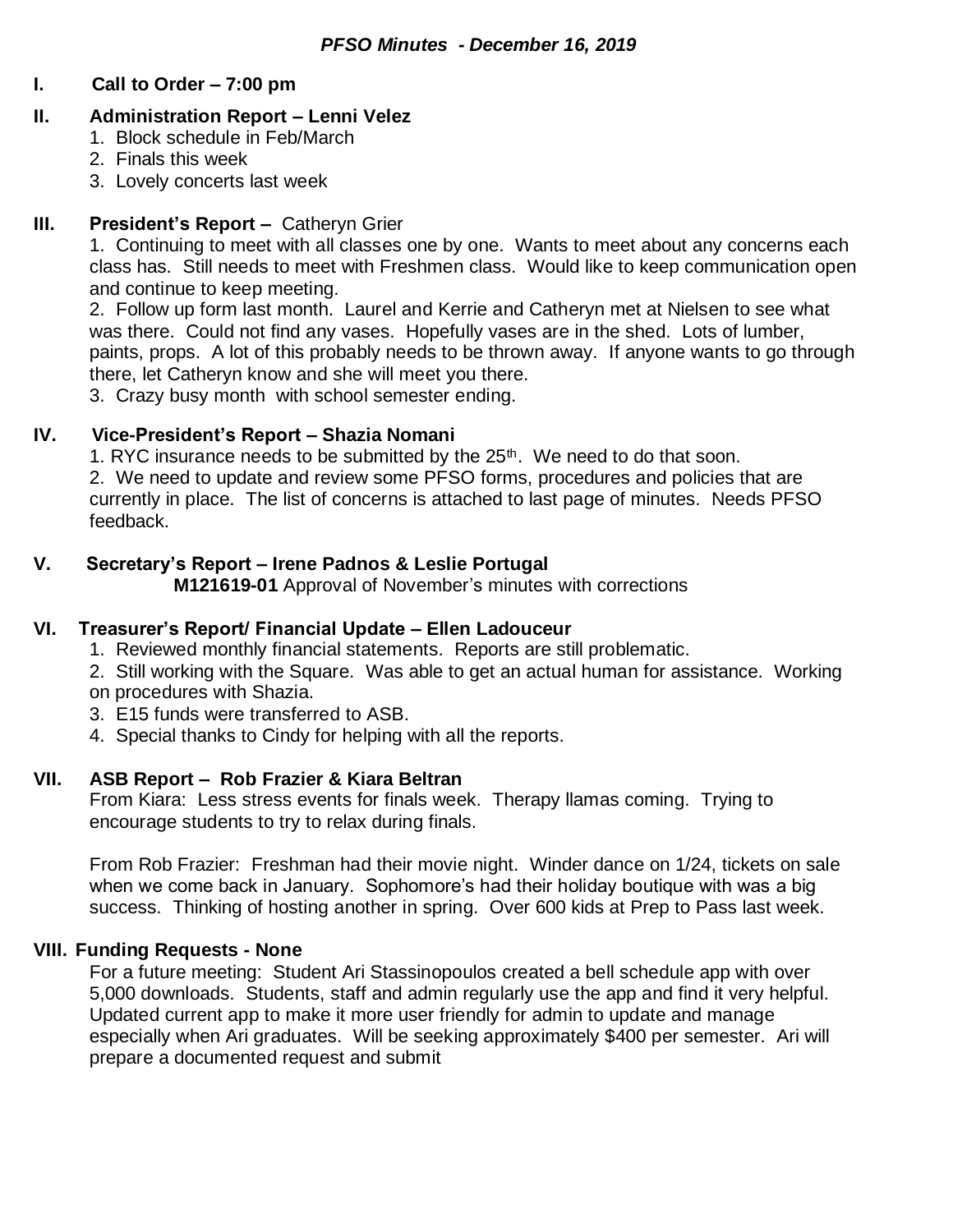*PFSO Minutes - December 16, 2019*

**I. Call to Order – 7:00 pm**

**II. Administration Report – Lenni Velez**

1. Block schedule in Feb/March
2. Finals this week
3. Lovely concerts last week

**III. President's Report –** Catheryn Grier

1. Continuing to meet with all classes one by one. Wants to meet about any concerns each class has. Still needs to meet with Freshmen class. Would like to keep communication open and continue to keep meeting.
2. Follow up form last month. Laurel and Kerrie and Catheryn met at Nielsen to see what was there. Could not find any vases. Hopefully vases are in the shed. Lots of lumber, paints, props. A lot of this probably needs to be thrown away. If anyone wants to go through there, let Catheryn know and she will meet you there.
3. Crazy busy month with school semester ending.

**IV. Vice-President's Report – Shazia Nomani**

1. RYC insurance needs to be submitted by the 25th. We need to do that soon.
2. We need to update and review some PFSO forms, procedures and policies that are currently in place. The list of concerns is attached to last page of minutes. Needs PFSO feedback.

**V. Secretary's Report – Irene Padnos & Leslie Portugal**

**M121619-01** Approval of November's minutes with corrections

**VI. Treasurer's Report/ Financial Update – Ellen Ladouceur**

1. Reviewed monthly financial statements. Reports are still problematic.
2. Still working with the Square. Was able to get an actual human for assistance. Working on procedures with Shazia.
3. E15 funds were transferred to ASB.
4. Special thanks to Cindy for helping with all the reports.

**VII. ASB Report – Rob Frazier & Kiara Beltran**

From Kiara: Less stress events for finals week. Therapy llamas coming. Trying to encourage students to try to relax during finals.

From Rob Frazier: Freshman had their movie night. Winder dance on 1/24, tickets on sale when we come back in January. Sophomore's had their holiday boutique with was a big success. Thinking of hosting another in spring. Over 600 kids at Prep to Pass last week.

**VIII. Funding Requests - None**

For a future meeting: Student Ari Stassinopoulos created a bell schedule app with over 5,000 downloads. Students, staff and admin regularly use the app and find it very helpful. Updated current app to make it more user friendly for admin to update and manage especially when Ari graduates. Will be seeking approximately $400 per semester. Ari will prepare a documented request and submit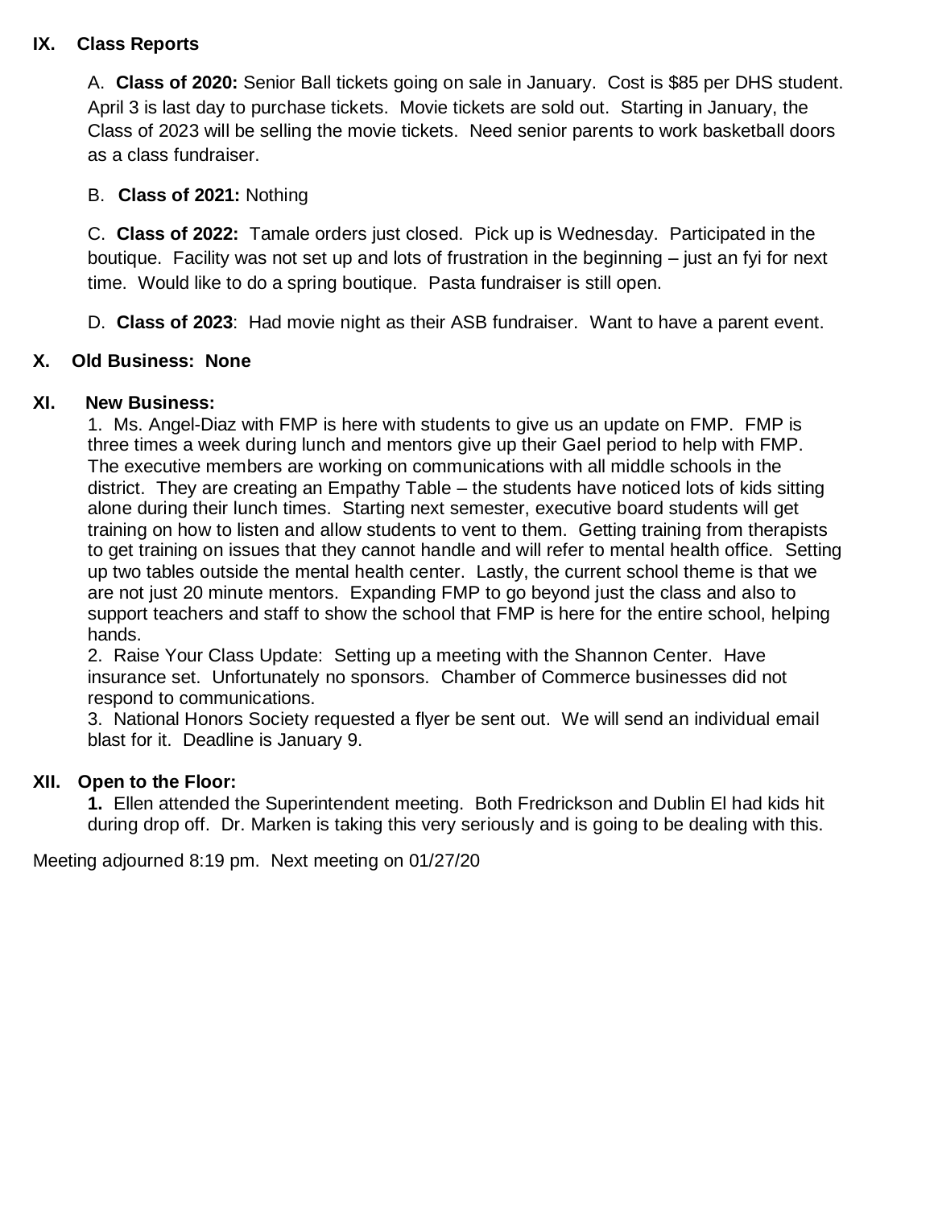## IX. Class Reports

A. **Class of 2020:** Senior Ball tickets going on sale in January. Cost is $85 per DHS student. April 3 is last day to purchase tickets. Movie tickets are sold out. Starting in January, the Class of 2023 will be selling the movie tickets. Need senior parents to work basketball doors as a class fundraiser.

B. **Class of 2021:** Nothing

C. **Class of 2022:** Tamale orders just closed. Pick up is Wednesday. Participated in the boutique. Facility was not set up and lots of frustration in the beginning – just an fyi for next time. Would like to do a spring boutique. Pasta fundraiser is still open.

D. **Class of 2023**: Had movie night as their ASB fundraiser. Want to have a parent event.

## X. Old Business: None

## XI. New Business:

1. Ms. Angel-Diaz with FMP is here with students to give us an update on FMP. FMP is three times a week during lunch and mentors give up their Gael period to help with FMP. The executive members are working on communications with all middle schools in the district. They are creating an Empathy Table – the students have noticed lots of kids sitting alone during their lunch times. Starting next semester, executive board students will get training on how to listen and allow students to vent to them. Getting training from therapists to get training on issues that they cannot handle and will refer to mental health office. Setting up two tables outside the mental health center. Lastly, the current school theme is that we are not just 20 minute mentors. Expanding FMP to go beyond just the class and also to support teachers and staff to show the school that FMP is here for the entire school, helping hands.
2. Raise Your Class Update: Setting up a meeting with the Shannon Center. Have insurance set. Unfortunately no sponsors. Chamber of Commerce businesses did not respond to communications.
3. National Honors Society requested a flyer be sent out. We will send an individual email blast for it. Deadline is January 9.

## XII. Open to the Floor:

**1.** Ellen attended the Superintendent meeting. Both Fredrickson and Dublin El had kids hit during drop off. Dr. Marken is taking this very seriously and is going to be dealing with this.

Meeting adjourned 8:19 pm. Next meeting on 01/27/20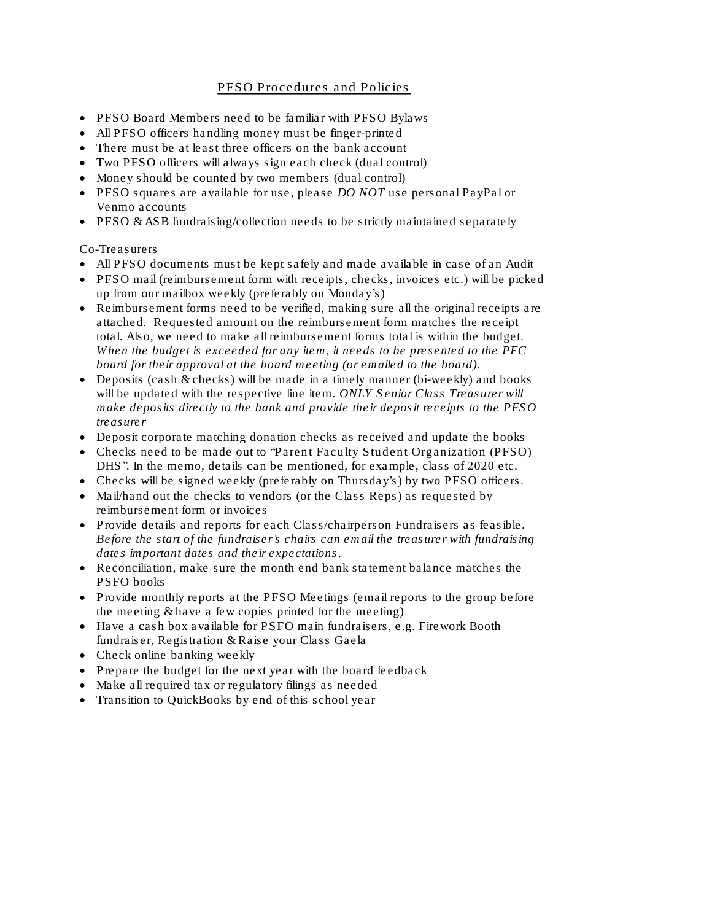# PFSO Procedures and Policies

- PFSO Board Members need to be familiar with PFSO Bylaws
- All PFSO officers handling money must be finger-printed
- There must be at least three officers on the bank account
- Two PFSO officers will always sign each check (dual control)
- Money should be counted by two members (dual control)
- PFSO squares are available for use, please *DO NOT* use personal PayPal or Venmo accounts
- PFSO & ASB fundraising/collection needs to be strictly maintained separately

Co-Treasurers

- All PFSO documents must be kept safely and made available in case of an Audit
- PFSO mail (reimbursement form with receipts, checks, invoices etc.) will be picked up from our mailbox weekly (preferably on Monday's)
- Reimbursement forms need to be verified, making sure all the original receipts are attached. Requested amount on the reimbursement form matches the receipt total. Also, we need to make all reimbursement forms total is within the budget. *When the budget is exceeded for any item, it needs to be presented to the PFC board for their approval at the board meeting (or emailed to the board).*
- Deposits (cash & checks) will be made in a timely manner (bi-weekly) and books will be updated with the respective line item. *ONLY Senior Class Treasurer will make deposits directly to the bank and provide their deposit receipts to the PFSO treasurer*
- Deposit corporate matching donation checks as received and update the books
- Checks need to be made out to "Parent Faculty Student Organization (PFSO) DHS". In the memo, details can be mentioned, for example, class of 2020 etc.
- Checks will be signed weekly (preferably on Thursday's) by two PFSO officers.
- Mail/hand out the checks to vendors (or the Class Reps) as requested by reimbursement form or invoices
- Provide details and reports for each Class/chairperson Fundraisers as feasible. *Before the start of the fundraiser's chairs can email the treasurer with fundraising dates important dates and their expectations.*
- Reconciliation, make sure the month end bank statement balance matches the PSFO books
- Provide monthly reports at the PFSO Meetings (email reports to the group before the meeting & have a few copies printed for the meeting)
- Have a cash box available for PSFO main fundraisers, e.g. Firework Booth fundraiser, Registration & Raise your Class Gaela
- Check online banking weekly
- Prepare the budget for the next year with the board feedback
- Make all required tax or regulatory filings as needed
- Transition to QuickBooks by end of this school year